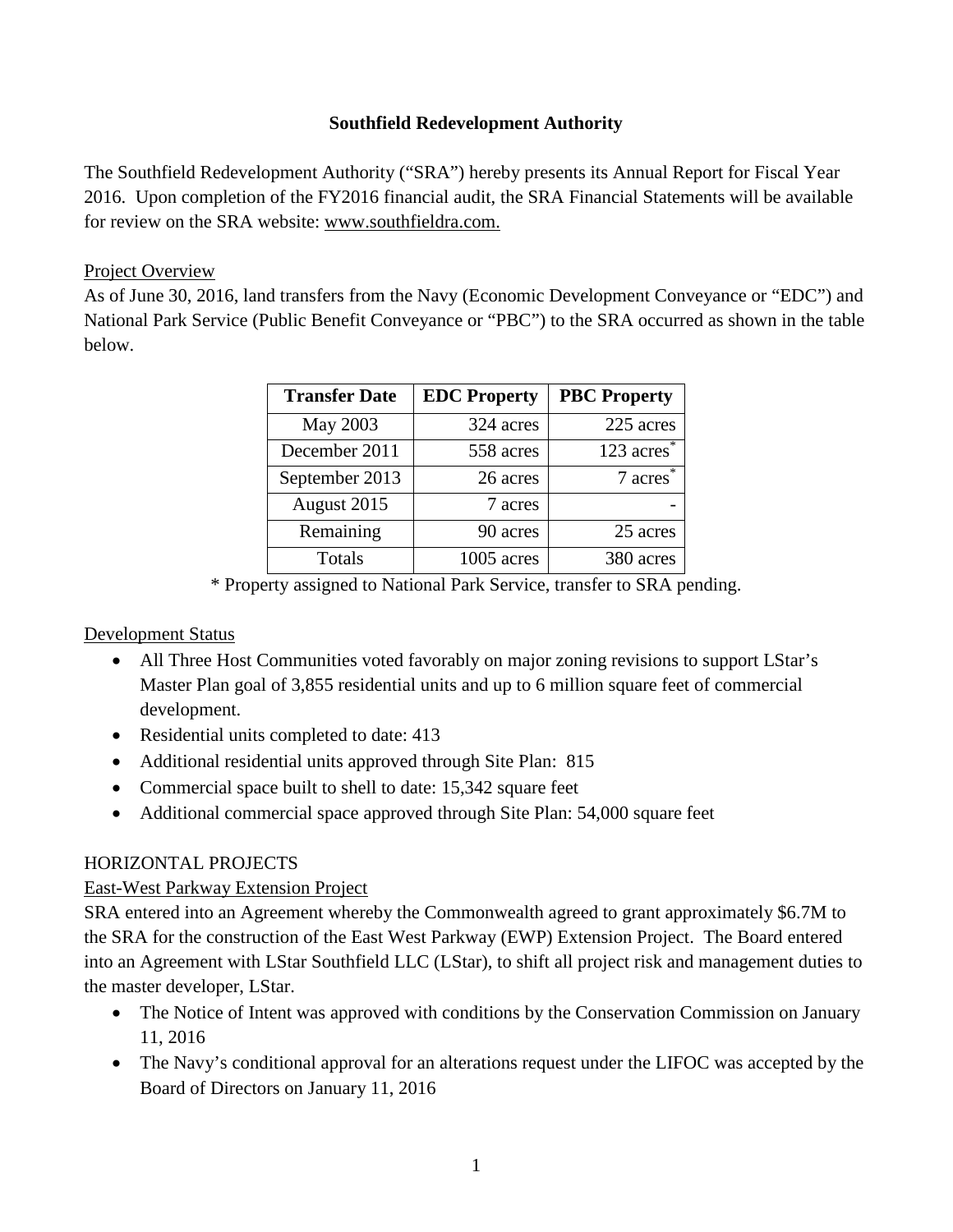# Southfield Redevelopment Authority

The Southfield Redevelopment Authority ("SRA") hereby presents its Annual Report for Fiscal Year 2016. Upon completion of the FY2016 financial audit, the SRA Financial Statements will be available for review on the SRA website: www.southfieldra.com.

## Project Overview

As of June 30, 2016, land transfers from the Navy (Economic Development Conveyance or "EDC") and National Park Service (Public Benefit Conveyance or "PBC") to the SRA occurred as shown in the table below.

| Transfer Date | EDC Property | PBC Property |
|---|---|---|
| May 2003 | 324 acres | 225 acres |
| December 2011 | 558 acres | 123 acres* |
| September 2013 | 26 acres | 7 acres* |
| August 2015 | 7 acres | - |
| Remaining | 90 acres | 25 acres |
| Totals | 1005 acres | 380 acres |

\* Property assigned to National Park Service, transfer to SRA pending.

## Development Status

- All Three Host Communities voted favorably on major zoning revisions to support LStar's Master Plan goal of 3,855 residential units and up to 6 million square feet of commercial development.
- Residential units completed to date: 413
- Additional residential units approved through Site Plan: 815
- Commercial space built to shell to date: 15,342 square feet
- Additional commercial space approved through Site Plan: 54,000 square feet

## HORIZONTAL PROJECTS

### East-West Parkway Extension Project

SRA entered into an Agreement whereby the Commonwealth agreed to grant approximately $6.7M to the SRA for the construction of the East West Parkway (EWP) Extension Project. The Board entered into an Agreement with LStar Southfield LLC (LStar), to shift all project risk and management duties to the master developer, LStar.

- The Notice of Intent was approved with conditions by the Conservation Commission on January 11, 2016
- The Navy's conditional approval for an alterations request under the LIFOC was accepted by the Board of Directors on January 11, 2016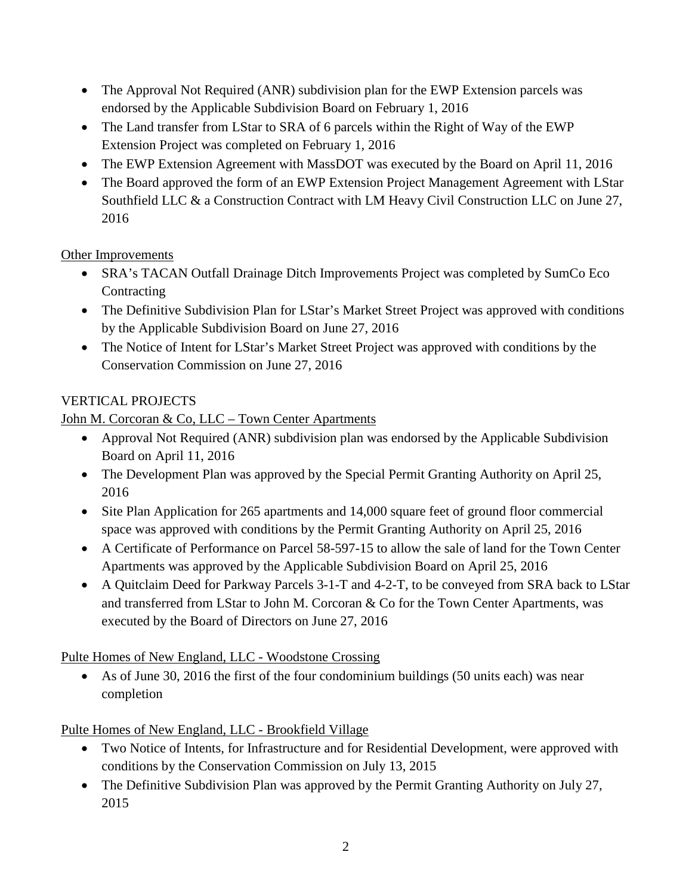- The Approval Not Required (ANR) subdivision plan for the EWP Extension parcels was endorsed by the Applicable Subdivision Board on February 1, 2016
- The Land transfer from LStar to SRA of 6 parcels within the Right of Way of the EWP Extension Project was completed on February 1, 2016
- The EWP Extension Agreement with MassDOT was executed by the Board on April 11, 2016
- The Board approved the form of an EWP Extension Project Management Agreement with LStar Southfield LLC & a Construction Contract with LM Heavy Civil Construction LLC on June 27, 2016

<u>Other Improvements</u>

- SRA's TACAN Outfall Drainage Ditch Improvements Project was completed by SumCo Eco Contracting
- The Definitive Subdivision Plan for LStar's Market Street Project was approved with conditions by the Applicable Subdivision Board on June 27, 2016
- The Notice of Intent for LStar's Market Street Project was approved with conditions by the Conservation Commission on June 27, 2016

VERTICAL PROJECTS

<u>John M. Corcoran & Co, LLC – Town Center Apartments</u>

- Approval Not Required (ANR) subdivision plan was endorsed by the Applicable Subdivision Board on April 11, 2016
- The Development Plan was approved by the Special Permit Granting Authority on April 25, 2016
- Site Plan Application for 265 apartments and 14,000 square feet of ground floor commercial space was approved with conditions by the Permit Granting Authority on April 25, 2016
- A Certificate of Performance on Parcel 58-597-15 to allow the sale of land for the Town Center Apartments was approved by the Applicable Subdivision Board on April 25, 2016
- A Quitclaim Deed for Parkway Parcels 3-1-T and 4-2-T, to be conveyed from SRA back to LStar and transferred from LStar to John M. Corcoran & Co for the Town Center Apartments, was executed by the Board of Directors on June 27, 2016

<u>Pulte Homes of New England, LLC - Woodstone Crossing</u>

- As of June 30, 2016 the first of the four condominium buildings (50 units each) was near completion

<u>Pulte Homes of New England, LLC - Brookfield Village</u>

- Two Notice of Intents, for Infrastructure and for Residential Development, were approved with conditions by the Conservation Commission on July 13, 2015
- The Definitive Subdivision Plan was approved by the Permit Granting Authority on July 27, 2015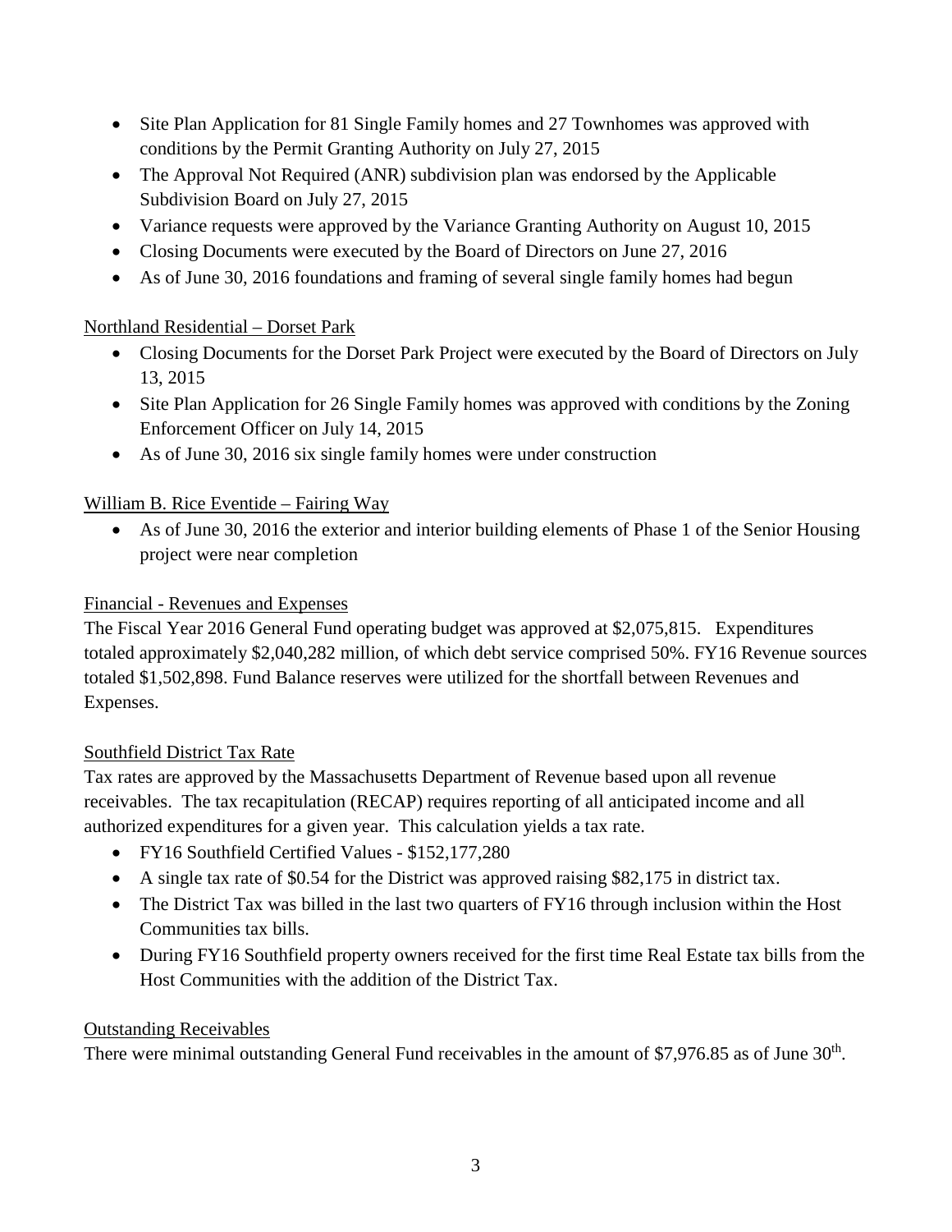- Site Plan Application for 81 Single Family homes and 27 Townhomes was approved with conditions by the Permit Granting Authority on July 27, 2015
- The Approval Not Required (ANR) subdivision plan was endorsed by the Applicable Subdivision Board on July 27, 2015
- Variance requests were approved by the Variance Granting Authority on August 10, 2015
- Closing Documents were executed by the Board of Directors on June 27, 2016
- As of June 30, 2016 foundations and framing of several single family homes had begun

<u>Northland Residential – Dorset Park</u>

- Closing Documents for the Dorset Park Project were executed by the Board of Directors on July 13, 2015
- Site Plan Application for 26 Single Family homes was approved with conditions by the Zoning Enforcement Officer on July 14, 2015
- As of June 30, 2016 six single family homes were under construction

<u>William B. Rice Eventide – Fairing Way</u>

- As of June 30, 2016 the exterior and interior building elements of Phase 1 of the Senior Housing project were near completion

<u>Financial - Revenues and Expenses</u>

The Fiscal Year 2016 General Fund operating budget was approved at $2,075,815. Expenditures totaled approximately $2,040,282 million, of which debt service comprised 50%. FY16 Revenue sources totaled $1,502,898. Fund Balance reserves were utilized for the shortfall between Revenues and Expenses.

<u>Southfield District Tax Rate</u>

Tax rates are approved by the Massachusetts Department of Revenue based upon all revenue receivables. The tax recapitulation (RECAP) requires reporting of all anticipated income and all authorized expenditures for a given year. This calculation yields a tax rate.

- FY16 Southfield Certified Values - $152,177,280
- A single tax rate of $0.54 for the District was approved raising $82,175 in district tax.
- The District Tax was billed in the last two quarters of FY16 through inclusion within the Host Communities tax bills.
- During FY16 Southfield property owners received for the first time Real Estate tax bills from the Host Communities with the addition of the District Tax.

<u>Outstanding Receivables</u>

There were minimal outstanding General Fund receivables in the amount of $7,976.85 as of June 30th.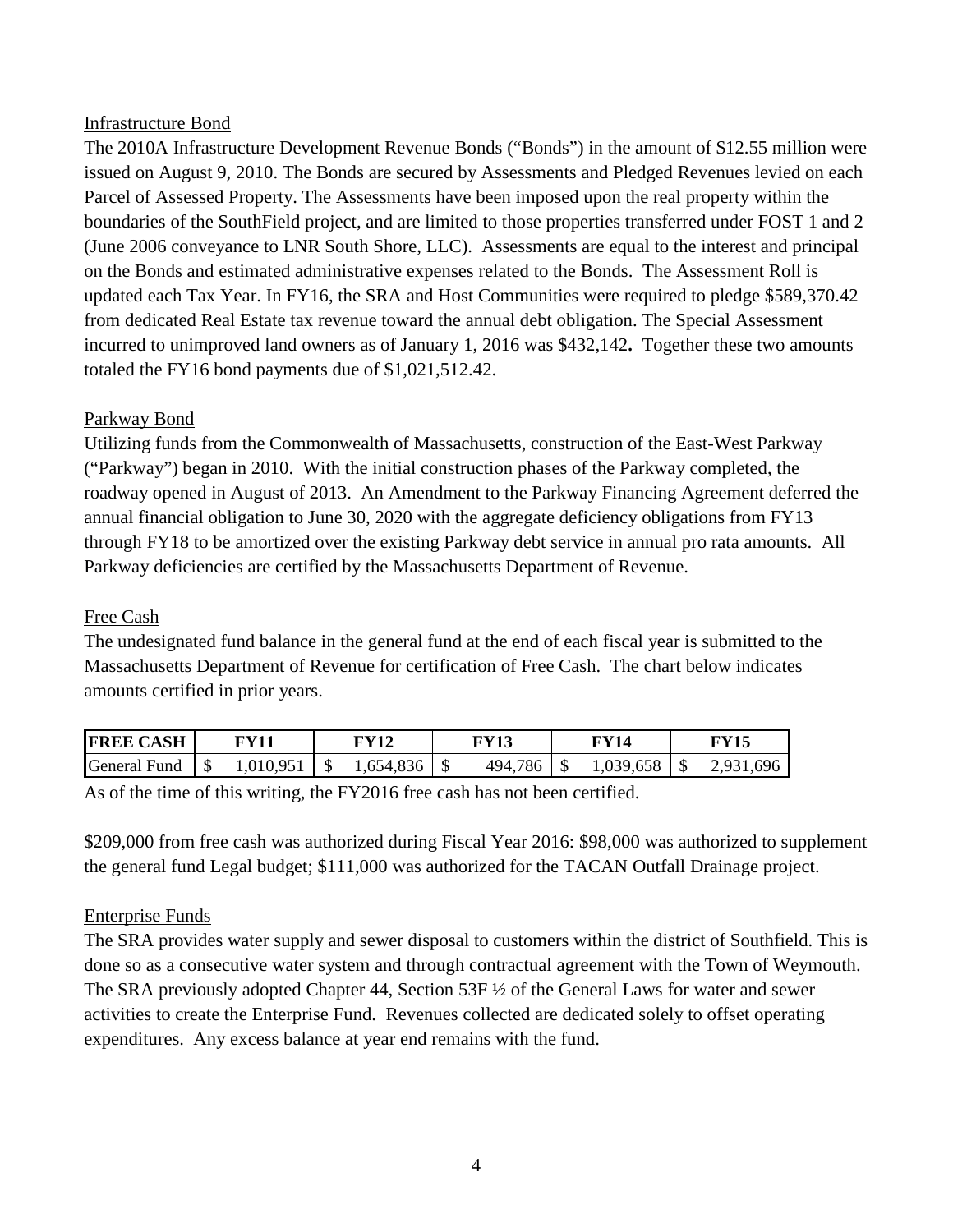## Infrastructure Bond

The 2010A Infrastructure Development Revenue Bonds ("Bonds") in the amount of $12.55 million were issued on August 9, 2010. The Bonds are secured by Assessments and Pledged Revenues levied on each Parcel of Assessed Property. The Assessments have been imposed upon the real property within the boundaries of the SouthField project, and are limited to those properties transferred under FOST 1 and 2 (June 2006 conveyance to LNR South Shore, LLC). Assessments are equal to the interest and principal on the Bonds and estimated administrative expenses related to the Bonds. The Assessment Roll is updated each Tax Year. In FY16, the SRA and Host Communities were required to pledge $589,370.42 from dedicated Real Estate tax revenue toward the annual debt obligation. The Special Assessment incurred to unimproved land owners as of January 1, 2016 was $432,142**.** Together these two amounts totaled the FY16 bond payments due of $1,021,512.42.

## Parkway Bond

Utilizing funds from the Commonwealth of Massachusetts, construction of the East-West Parkway ("Parkway") began in 2010. With the initial construction phases of the Parkway completed, the roadway opened in August of 2013. An Amendment to the Parkway Financing Agreement deferred the annual financial obligation to June 30, 2020 with the aggregate deficiency obligations from FY13 through FY18 to be amortized over the existing Parkway debt service in annual pro rata amounts. All Parkway deficiencies are certified by the Massachusetts Department of Revenue.

## Free Cash

The undesignated fund balance in the general fund at the end of each fiscal year is submitted to the Massachusetts Department of Revenue for certification of Free Cash. The chart below indicates amounts certified in prior years.

| FREE CASH | FY11 | FY12 | FY13 | FY14 | FY15 |
|---|---|---|---|---|---|
| General Fund | $ 1,010,951 | $ 1,654,836 | $ 494,786 | $ 1,039,658 | $ 2,931,696 |

As of the time of this writing, the FY2016 free cash has not been certified.

$209,000 from free cash was authorized during Fiscal Year 2016: $98,000 was authorized to supplement the general fund Legal budget; $111,000 was authorized for the TACAN Outfall Drainage project.

## Enterprise Funds

The SRA provides water supply and sewer disposal to customers within the district of Southfield. This is done so as a consecutive water system and through contractual agreement with the Town of Weymouth. The SRA previously adopted Chapter 44, Section 53F ½ of the General Laws for water and sewer activities to create the Enterprise Fund. Revenues collected are dedicated solely to offset operating expenditures. Any excess balance at year end remains with the fund.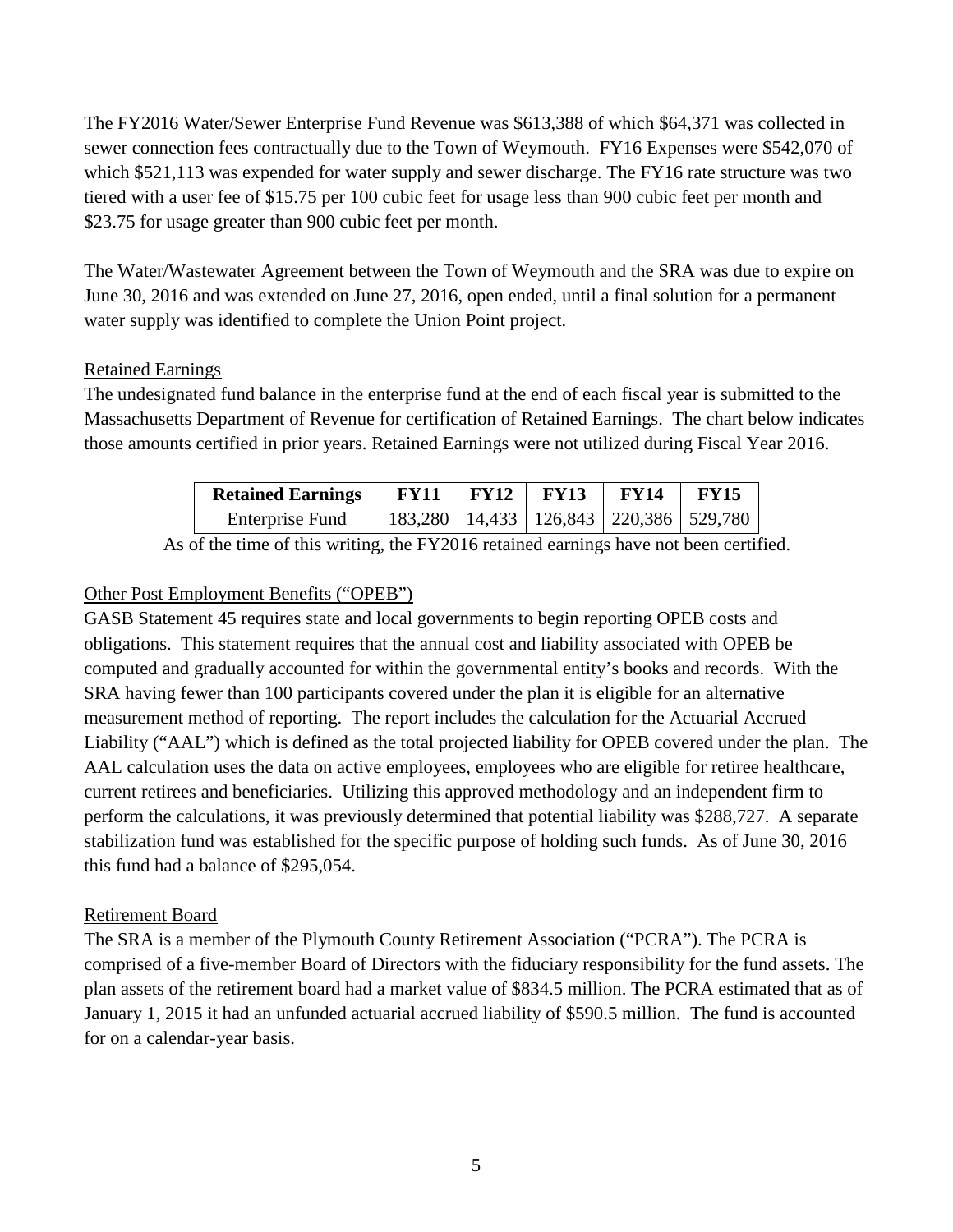The FY2016 Water/Sewer Enterprise Fund Revenue was $613,388 of which $64,371 was collected in sewer connection fees contractually due to the Town of Weymouth. FY16 Expenses were $542,070 of which $521,113 was expended for water supply and sewer discharge. The FY16 rate structure was two tiered with a user fee of $15.75 per 100 cubic feet for usage less than 900 cubic feet per month and $23.75 for usage greater than 900 cubic feet per month.

The Water/Wastewater Agreement between the Town of Weymouth and the SRA was due to expire on June 30, 2016 and was extended on June 27, 2016, open ended, until a final solution for a permanent water supply was identified to complete the Union Point project.

## Retained Earnings

The undesignated fund balance in the enterprise fund at the end of each fiscal year is submitted to the Massachusetts Department of Revenue for certification of Retained Earnings. The chart below indicates those amounts certified in prior years. Retained Earnings were not utilized during Fiscal Year 2016.

| Retained Earnings | FY11 | FY12 | FY13 | FY14 | FY15 |
|---|---|---|---|---|---|
| Enterprise Fund | 183,280 | 14,433 | 126,843 | 220,386 | 529,780 |

As of the time of this writing, the FY2016 retained earnings have not been certified.

## Other Post Employment Benefits ("OPEB")

GASB Statement 45 requires state and local governments to begin reporting OPEB costs and obligations. This statement requires that the annual cost and liability associated with OPEB be computed and gradually accounted for within the governmental entity's books and records. With the SRA having fewer than 100 participants covered under the plan it is eligible for an alternative measurement method of reporting. The report includes the calculation for the Actuarial Accrued Liability ("AAL") which is defined as the total projected liability for OPEB covered under the plan. The AAL calculation uses the data on active employees, employees who are eligible for retiree healthcare, current retirees and beneficiaries. Utilizing this approved methodology and an independent firm to perform the calculations, it was previously determined that potential liability was $288,727. A separate stabilization fund was established for the specific purpose of holding such funds. As of June 30, 2016 this fund had a balance of $295,054.

## Retirement Board

The SRA is a member of the Plymouth County Retirement Association ("PCRA"). The PCRA is comprised of a five-member Board of Directors with the fiduciary responsibility for the fund assets. The plan assets of the retirement board had a market value of $834.5 million. The PCRA estimated that as of January 1, 2015 it had an unfunded actuarial accrued liability of $590.5 million. The fund is accounted for on a calendar-year basis.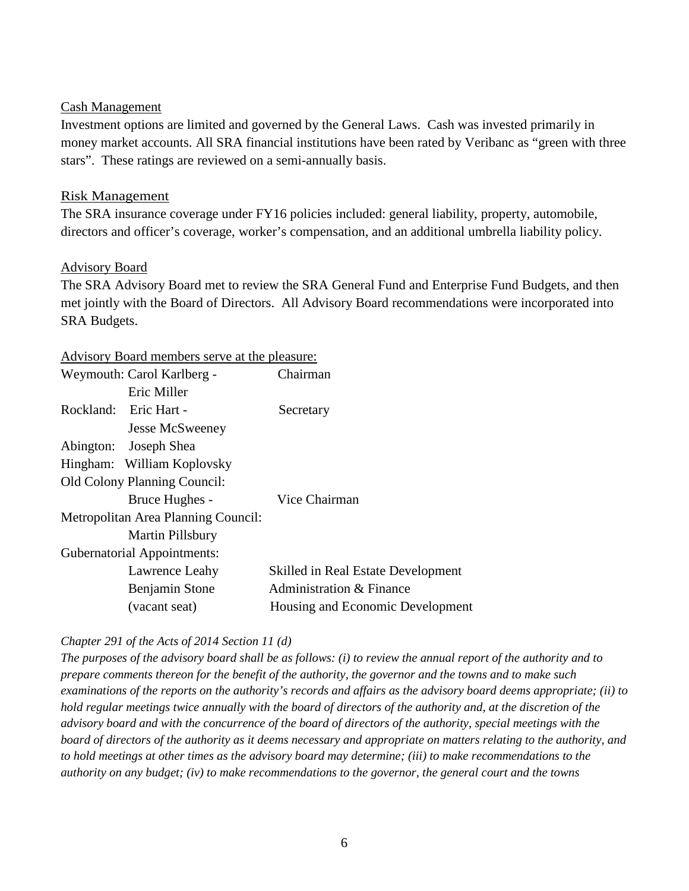Cash Management

Investment options are limited and governed by the General Laws. Cash was invested primarily in money market accounts. All SRA financial institutions have been rated by Veribanc as "green with three stars". These ratings are reviewed on a semi-annually basis.

Risk Management

The SRA insurance coverage under FY16 policies included: general liability, property, automobile, directors and officer's coverage, worker's compensation, and an additional umbrella liability policy.

Advisory Board

The SRA Advisory Board met to review the SRA General Fund and Enterprise Fund Budgets, and then met jointly with the Board of Directors. All Advisory Board recommendations were incorporated into SRA Budgets.

Advisory Board members serve at the pleasure:

| | | |
|---|---|---|
| Weymouth: | Carol Karlberg - | Chairman |
| | Eric Miller | |
| Rockland: | Eric Hart - | Secretary |
| | Jesse McSweeney | |
| Abington: | Joseph Shea | |
| Hingham: | William Koplovsky | |
| Old Colony Planning Council: | | |
| | Bruce Hughes - | Vice Chairman |
| Metropolitan Area Planning Council: | | |
| | Martin Pillsbury | |
| Gubernatorial Appointments: | | |
| | Lawrence Leahy | Skilled in Real Estate Development |
| | Benjamin Stone | Administration & Finance |
| | (vacant seat) | Housing and Economic Development |

*Chapter 291 of the Acts of 2014 Section 11 (d)*

*The purposes of the advisory board shall be as follows: (i) to review the annual report of the authority and to prepare comments thereon for the benefit of the authority, the governor and the towns and to make such examinations of the reports on the authority's records and affairs as the advisory board deems appropriate; (ii) to hold regular meetings twice annually with the board of directors of the authority and, at the discretion of the advisory board and with the concurrence of the board of directors of the authority, special meetings with the board of directors of the authority as it deems necessary and appropriate on matters relating to the authority, and to hold meetings at other times as the advisory board may determine; (iii) to make recommendations to the authority on any budget; (iv) to make recommendations to the governor, the general court and the towns*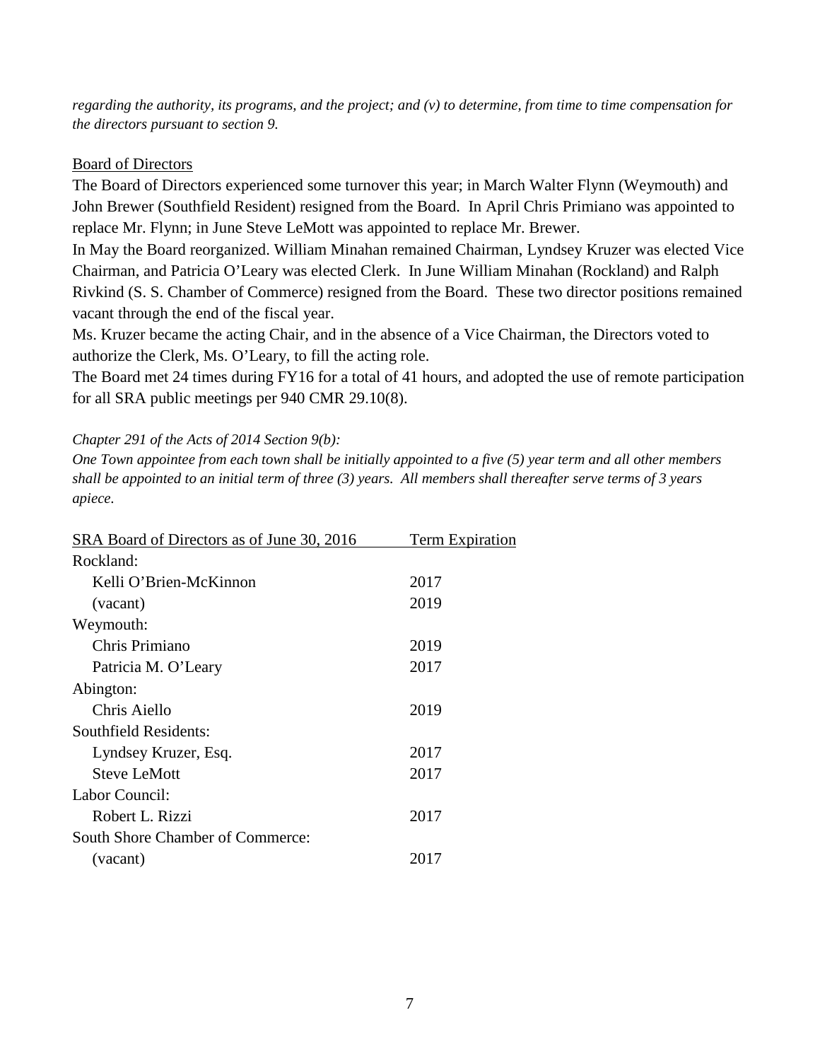*regarding the authority, its programs, and the project; and (v) to determine, from time to time compensation for the directors pursuant to section 9.*

Board of Directors

The Board of Directors experienced some turnover this year; in March Walter Flynn (Weymouth) and John Brewer (Southfield Resident) resigned from the Board. In April Chris Primiano was appointed to replace Mr. Flynn; in June Steve LeMott was appointed to replace Mr. Brewer.

In May the Board reorganized. William Minahan remained Chairman, Lyndsey Kruzer was elected Vice Chairman, and Patricia O'Leary was elected Clerk. In June William Minahan (Rockland) and Ralph Rivkind (S. S. Chamber of Commerce) resigned from the Board. These two director positions remained vacant through the end of the fiscal year.

Ms. Kruzer became the acting Chair, and in the absence of a Vice Chairman, the Directors voted to authorize the Clerk, Ms. O'Leary, to fill the acting role.

The Board met 24 times during FY16 for a total of 41 hours, and adopted the use of remote participation for all SRA public meetings per 940 CMR 29.10(8).

*Chapter 291 of the Acts of 2014 Section 9(b):*

*One Town appointee from each town shall be initially appointed to a five (5) year term and all other members shall be appointed to an initial term of three (3) years. All members shall thereafter serve terms of 3 years apiece.*

| SRA Board of Directors as of June 30, 2016 | Term Expiration |
|---|---|
| Rockland: | |
| Kelli O'Brien-McKinnon | 2017 |
| (vacant) | 2019 |
| Weymouth: | |
| Chris Primiano | 2019 |
| Patricia M. O'Leary | 2017 |
| Abington: | |
| Chris Aiello | 2019 |
| Southfield Residents: | |
| Lyndsey Kruzer, Esq. | 2017 |
| Steve LeMott | 2017 |
| Labor Council: | |
| Robert L. Rizzi | 2017 |
| South Shore Chamber of Commerce: | |
| (vacant) | 2017 |